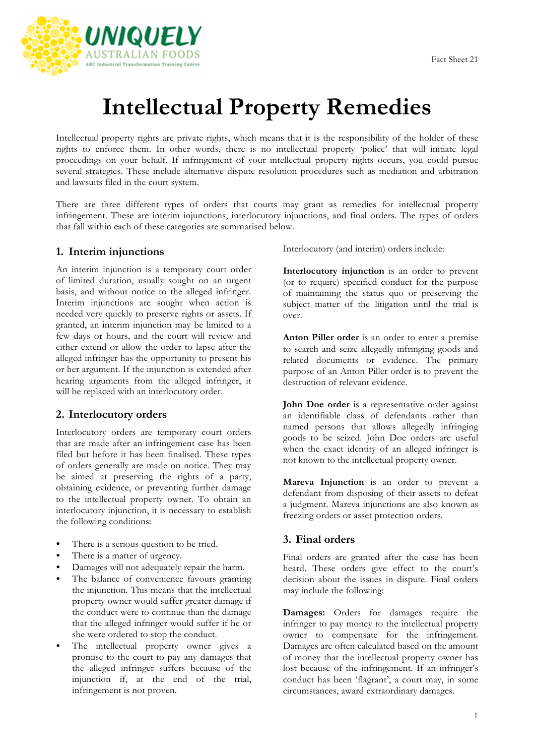# Intellectual Property Remedies

Intellectual property rights are private rights, which means that it is the responsibility of the holder of these rights to enforce them. In other words, there is no intellectual property 'police' that will initiate legal proceedings on your behalf. If infringement of your intellectual property rights occurs, you could pursue several strategies. These include alternative dispute resolution procedures such as mediation and arbitration and lawsuits filed in the court system.

There are three different types of orders that courts may grant as remedies for intellectual property infringement. These are interim injunctions, interlocutory injunctions, and final orders. The types of orders that fall within each of these categories are summarised below.

## 1. Interim injunctions

An interim injunction is a temporary court order of limited duration, usually sought on an urgent basis, and without notice to the alleged infringer. Interim injunctions are sought when action is needed very quickly to preserve rights or assets. If granted, an interim injunction may be limited to a few days or hours, and the court will review and either extend or allow the order to lapse after the alleged infringer has the opportunity to present his or her argument. If the injunction is extended after hearing arguments from the alleged infringer, it will be replaced with an interlocutory order.

## 2. Interlocutory orders

Interlocutory orders are temporary court orders that are made after an infringement case has been filed but before it has been finalised. These types of orders generally are made on notice. They may be aimed at preserving the rights of a party, obtaining evidence, or preventing further damage to the intellectual property owner. To obtain an interlocutory injunction, it is necessary to establish the following conditions:

- There is a serious question to be tried.
- There is a matter of urgency.
- Damages will not adequately repair the harm.
- The balance of convenience favours granting the injunction. This means that the intellectual property owner would suffer greater damage if the conduct were to continue than the damage that the alleged infringer would suffer if he or she were ordered to stop the conduct.
- The intellectual property owner gives a promise to the court to pay any damages that the alleged infringer suffers because of the injunction if, at the end of the trial, infringement is not proven.

Interlocutory (and interim) orders include:

**Interlocutory injunction** is an order to prevent (or to require) specified conduct for the purpose of maintaining the status quo or preserving the subject matter of the litigation until the trial is over.

**Anton Piller order** is an order to enter a premise to search and seize allegedly infringing goods and related documents or evidence. The primary purpose of an Anton Piller order is to prevent the destruction of relevant evidence.

**John Doe order** is a representative order against an identifiable class of defendants rather than named persons that allows allegedly infringing goods to be seized. John Doe orders are useful when the exact identity of an alleged infringer is not known to the intellectual property owner.

**Mareva Injunction** is an order to prevent a defendant from disposing of their assets to defeat a judgment. Mareva injunctions are also known as freezing orders or asset protection orders.

## 3. Final orders

Final orders are granted after the case has been heard. These orders give effect to the court's decision about the issues in dispute. Final orders may include the following:

**Damages:** Orders for damages require the infringer to pay money to the intellectual property owner to compensate for the infringement. Damages are often calculated based on the amount of money that the intellectual property owner has lost because of the infringement. If an infringer's conduct has been 'flagrant', a court may, in some circumstances, award extraordinary damages.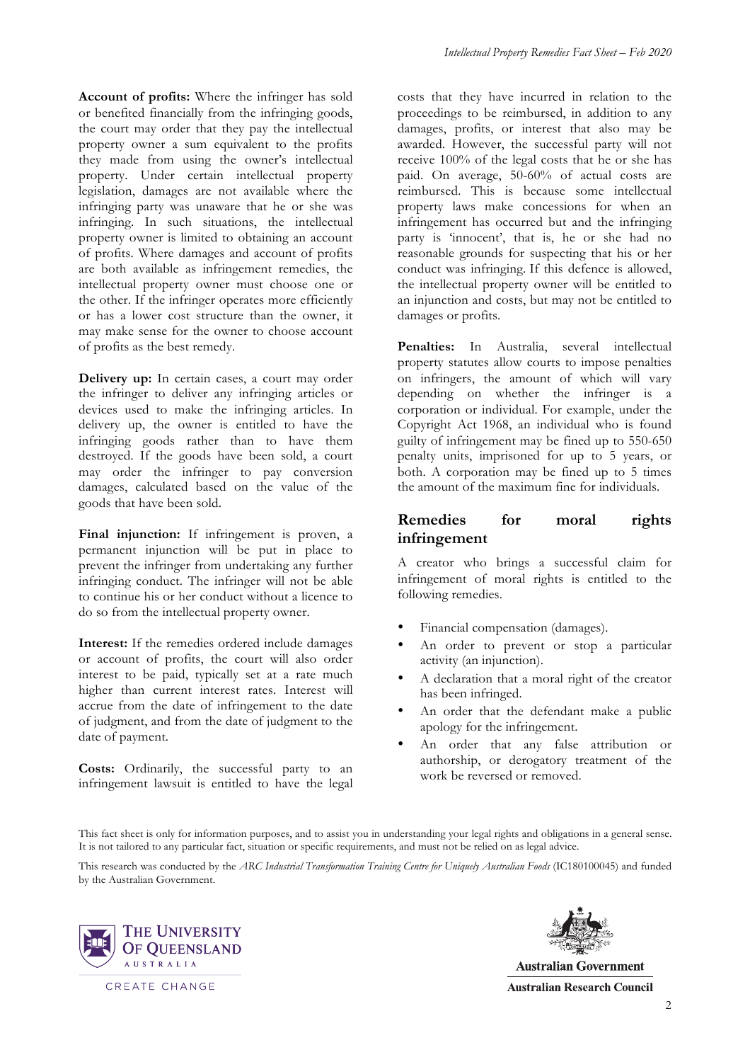**Account of profits:** Where the infringer has sold or benefited financially from the infringing goods, the court may order that they pay the intellectual property owner a sum equivalent to the profits they made from using the owner's intellectual property. Under certain intellectual property legislation, damages are not available where the infringing party was unaware that he or she was infringing. In such situations, the intellectual property owner is limited to obtaining an account of profits. Where damages and account of profits are both available as infringement remedies, the intellectual property owner must choose one or the other. If the infringer operates more efficiently or has a lower cost structure than the owner, it may make sense for the owner to choose account of profits as the best remedy.

**Delivery up:** In certain cases, a court may order the infringer to deliver any infringing articles or devices used to make the infringing articles. In delivery up, the owner is entitled to have the infringing goods rather than to have them destroyed. If the goods have been sold, a court may order the infringer to pay conversion damages, calculated based on the value of the goods that have been sold.

**Final injunction:** If infringement is proven, a permanent injunction will be put in place to prevent the infringer from undertaking any further infringing conduct. The infringer will not be able to continue his or her conduct without a licence to do so from the intellectual property owner.

**Interest:** If the remedies ordered include damages or account of profits, the court will also order interest to be paid, typically set at a rate much higher than current interest rates. Interest will accrue from the date of infringement to the date of judgment, and from the date of judgment to the date of payment.

**Costs:** Ordinarily, the successful party to an infringement lawsuit is entitled to have the legal costs that they have incurred in relation to the proceedings to be reimbursed, in addition to any damages, profits, or interest that also may be awarded. However, the successful party will not receive 100% of the legal costs that he or she has paid. On average, 50-60% of actual costs are reimbursed. This is because some intellectual property laws make concessions for when an infringement has occurred but and the infringing party is 'innocent', that is, he or she had no reasonable grounds for suspecting that his or her conduct was infringing. If this defence is allowed, the intellectual property owner will be entitled to an injunction and costs, but may not be entitled to damages or profits.

**Penalties:** In Australia, several intellectual property statutes allow courts to impose penalties on infringers, the amount of which will vary depending on whether the infringer is a corporation or individual. For example, under the Copyright Act 1968, an individual who is found guilty of infringement may be fined up to 550-650 penalty units, imprisoned for up to 5 years, or both. A corporation may be fined up to 5 times the amount of the maximum fine for individuals.

## Remedies for moral rights infringement

A creator who brings a successful claim for infringement of moral rights is entitled to the following remedies.

- Financial compensation (damages).
- An order to prevent or stop a particular activity (an injunction).
- A declaration that a moral right of the creator has been infringed.
- An order that the defendant make a public apology for the infringement.
- An order that any false attribution or authorship, or derogatory treatment of the work be reversed or removed.

This fact sheet is only for information purposes, and to assist you in understanding your legal rights and obligations in a general sense. It is not tailored to any particular fact, situation or specific requirements, and must not be relied on as legal advice.

This research was conducted by the *ARC Industrial Transformation Training Centre for Uniquely Australian Foods* (IC180100045) and funded by the Australian Government.

THE UNIVERSITY OF QUEENSLAND AUSTRALIA

CREATE CHANGE

Australian Government

Australian Research Council